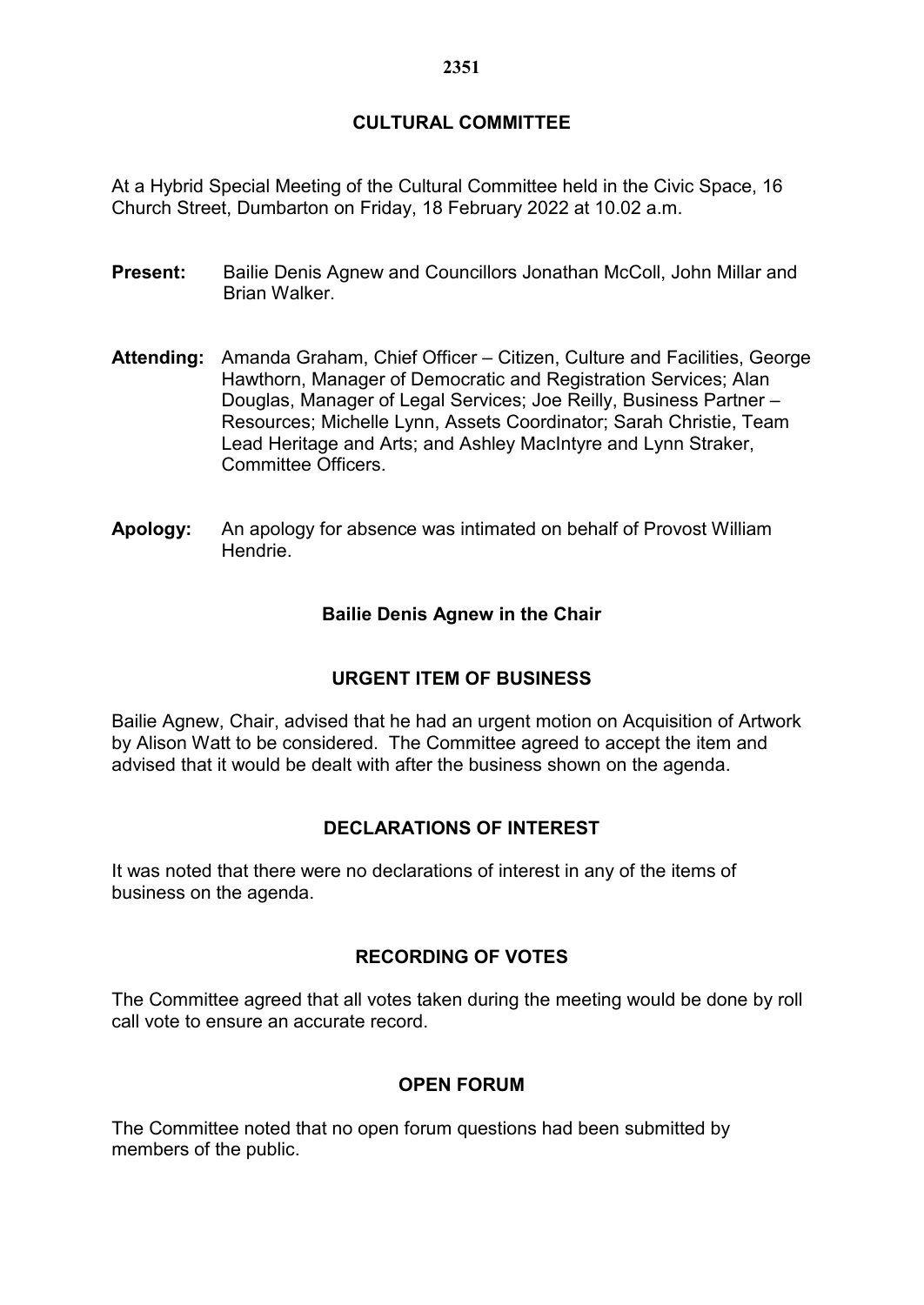# CULTURAL COMMITTEE

At a Hybrid Special Meeting of the Cultural Committee held in the Civic Space, 16 Church Street, Dumbarton on Friday, 18 February 2022 at 10.02 a.m.

**Present:** Bailie Denis Agnew and Councillors Jonathan McColl, John Millar and Brian Walker.

**Attending:** Amanda Graham, Chief Officer – Citizen, Culture and Facilities, George Hawthorn, Manager of Democratic and Registration Services; Alan Douglas, Manager of Legal Services; Joe Reilly, Business Partner – Resources; Michelle Lynn, Assets Coordinator; Sarah Christie, Team Lead Heritage and Arts; and Ashley MacIntyre and Lynn Straker, Committee Officers.

**Apology:** An apology for absence was intimated on behalf of Provost William Hendrie.

**Bailie Denis Agnew in the Chair**

## URGENT ITEM OF BUSINESS

Bailie Agnew, Chair, advised that he had an urgent motion on Acquisition of Artwork by Alison Watt to be considered. The Committee agreed to accept the item and advised that it would be dealt with after the business shown on the agenda.

## DECLARATIONS OF INTEREST

It was noted that there were no declarations of interest in any of the items of business on the agenda.

## RECORDING OF VOTES

The Committee agreed that all votes taken during the meeting would be done by roll call vote to ensure an accurate record.

## OPEN FORUM

The Committee noted that no open forum questions had been submitted by members of the public.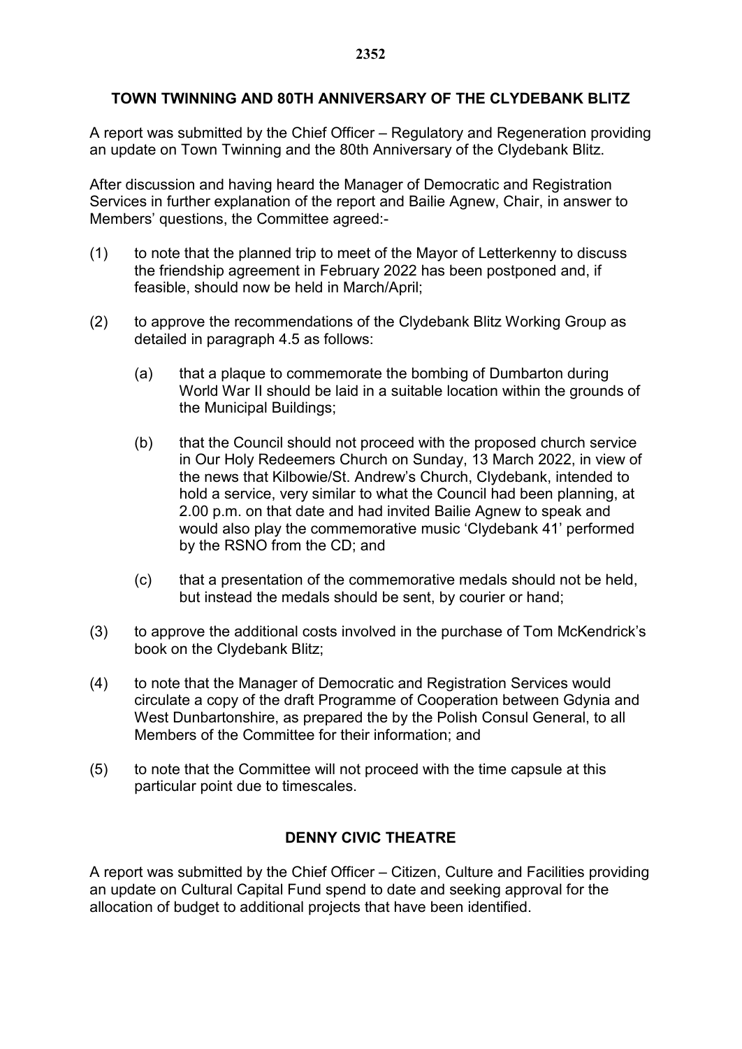## TOWN TWINNING AND 80TH ANNIVERSARY OF THE CLYDEBANK BLITZ

A report was submitted by the Chief Officer – Regulatory and Regeneration providing an update on Town Twinning and the 80th Anniversary of the Clydebank Blitz.

After discussion and having heard the Manager of Democratic and Registration Services in further explanation of the report and Bailie Agnew, Chair, in answer to Members' questions, the Committee agreed:-

(1) to note that the planned trip to meet of the Mayor of Letterkenny to discuss the friendship agreement in February 2022 has been postponed and, if feasible, should now be held in March/April;

(2) to approve the recommendations of the Clydebank Blitz Working Group as detailed in paragraph 4.5 as follows:

  (a) that a plaque to commemorate the bombing of Dumbarton during World War II should be laid in a suitable location within the grounds of the Municipal Buildings;

  (b) that the Council should not proceed with the proposed church service in Our Holy Redeemers Church on Sunday, 13 March 2022, in view of the news that Kilbowie/St. Andrew's Church, Clydebank, intended to hold a service, very similar to what the Council had been planning, at 2.00 p.m. on that date and had invited Bailie Agnew to speak and would also play the commemorative music 'Clydebank 41' performed by the RSNO from the CD; and

  (c) that a presentation of the commemorative medals should not be held, but instead the medals should be sent, by courier or hand;

(3) to approve the additional costs involved in the purchase of Tom McKendrick's book on the Clydebank Blitz;

(4) to note that the Manager of Democratic and Registration Services would circulate a copy of the draft Programme of Cooperation between Gdynia and West Dunbartonshire, as prepared the by the Polish Consul General, to all Members of the Committee for their information; and

(5) to note that the Committee will not proceed with the time capsule at this particular point due to timescales.

## DENNY CIVIC THEATRE

A report was submitted by the Chief Officer – Citizen, Culture and Facilities providing an update on Cultural Capital Fund spend to date and seeking approval for the allocation of budget to additional projects that have been identified.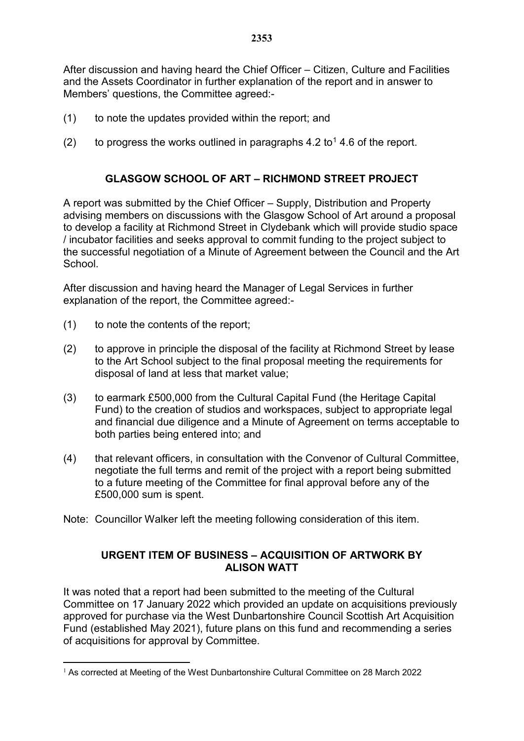After discussion and having heard the Chief Officer – Citizen, Culture and Facilities and the Assets Coordinator in further explanation of the report and in answer to Members' questions, the Committee agreed:-

(1) to note the updates provided within the report; and

(2) to progress the works outlined in paragraphs 4.2 to[1] 4.6 of the report.

## GLASGOW SCHOOL OF ART – RICHMOND STREET PROJECT

A report was submitted by the Chief Officer – Supply, Distribution and Property advising members on discussions with the Glasgow School of Art around a proposal to develop a facility at Richmond Street in Clydebank which will provide studio space / incubator facilities and seeks approval to commit funding to the project subject to the successful negotiation of a Minute of Agreement between the Council and the Art School.

After discussion and having heard the Manager of Legal Services in further explanation of the report, the Committee agreed:-

(1) to note the contents of the report;

(2) to approve in principle the disposal of the facility at Richmond Street by lease to the Art School subject to the final proposal meeting the requirements for disposal of land at less that market value;

(3) to earmark £500,000 from the Cultural Capital Fund (the Heritage Capital Fund) to the creation of studios and workspaces, subject to appropriate legal and financial due diligence and a Minute of Agreement on terms acceptable to both parties being entered into; and

(4) that relevant officers, in consultation with the Convenor of Cultural Committee, negotiate the full terms and remit of the project with a report being submitted to a future meeting of the Committee for final approval before any of the £500,000 sum is spent.

Note: Councillor Walker left the meeting following consideration of this item.

## URGENT ITEM OF BUSINESS – ACQUISITION OF ARTWORK BY ALISON WATT

It was noted that a report had been submitted to the meeting of the Cultural Committee on 17 January 2022 which provided an update on acquisitions previously approved for purchase via the West Dunbartonshire Council Scottish Art Acquisition Fund (established May 2021), future plans on this fund and recommending a series of acquisitions for approval by Committee.

[1] As corrected at Meeting of the West Dunbartonshire Cultural Committee on 28 March 2022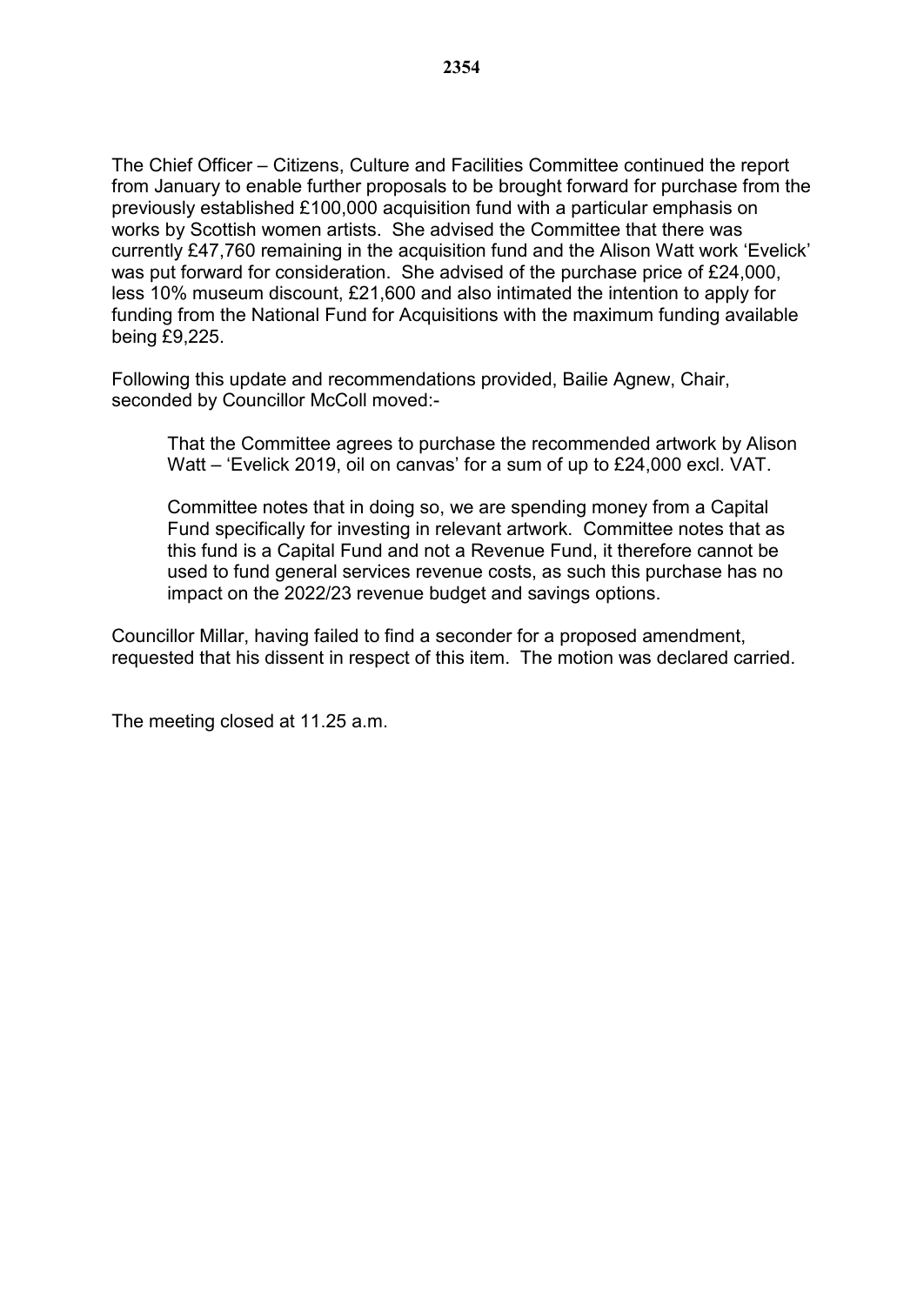The Chief Officer – Citizens, Culture and Facilities Committee continued the report from January to enable further proposals to be brought forward for purchase from the previously established £100,000 acquisition fund with a particular emphasis on works by Scottish women artists. She advised the Committee that there was currently £47,760 remaining in the acquisition fund and the Alison Watt work 'Evelick' was put forward for consideration. She advised of the purchase price of £24,000, less 10% museum discount, £21,600 and also intimated the intention to apply for funding from the National Fund for Acquisitions with the maximum funding available being £9,225.

Following this update and recommendations provided, Bailie Agnew, Chair, seconded by Councillor McColl moved:-

> That the Committee agrees to purchase the recommended artwork by Alison Watt – 'Evelick 2019, oil on canvas' for a sum of up to £24,000 excl. VAT.
>
> Committee notes that in doing so, we are spending money from a Capital Fund specifically for investing in relevant artwork. Committee notes that as this fund is a Capital Fund and not a Revenue Fund, it therefore cannot be used to fund general services revenue costs, as such this purchase has no impact on the 2022/23 revenue budget and savings options.

Councillor Millar, having failed to find a seconder for a proposed amendment, requested that his dissent in respect of this item. The motion was declared carried.

The meeting closed at 11.25 a.m.